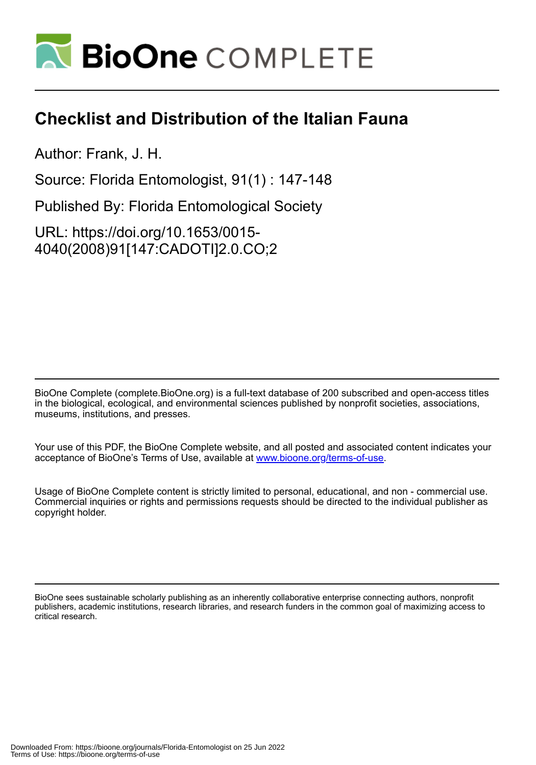# Checklist and Distribution of the Italian Fauna

Author: Frank, J. H.

Source: Florida Entomologist, 91(1) : 147-148

Published By: Florida Entomological Society

URL: https://doi.org/10.1653/0015-4040(2008)91[147:CADOTI]2.0.CO;2

BioOne Complete (complete.BioOne.org) is a full-text database of 200 subscribed and open-access titles in the biological, ecological, and environmental sciences published by nonprofit societies, associations, museums, institutions, and presses.

Your use of this PDF, the BioOne Complete website, and all posted and associated content indicates your acceptance of BioOne's Terms of Use, available at www.bioone.org/terms-of-use.

Usage of BioOne Complete content is strictly limited to personal, educational, and non - commercial use. Commercial inquiries or rights and permissions requests should be directed to the individual publisher as copyright holder.

BioOne sees sustainable scholarly publishing as an inherently collaborative enterprise connecting authors, nonprofit publishers, academic institutions, research libraries, and research funders in the common goal of maximizing access to critical research.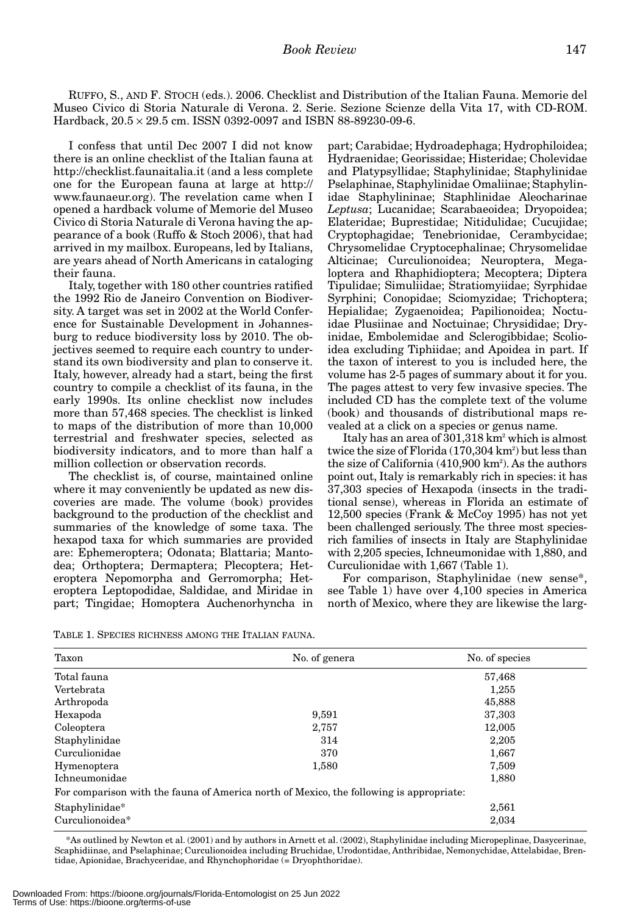RUFFO, S., AND F. STOCH (eds.). 2006. Checklist and Distribution of the Italian Fauna. Memorie del Museo Civico di Storia Naturale di Verona. 2. Serie. Sezione Scienze della Vita 17, with CD-ROM. Hardback, 20.5 × 29.5 cm. ISSN 0392-0097 and ISBN 88-89230-09-6.

I confess that until Dec 2007 I did not know there is an online checklist of the Italian fauna at http://checklist.faunaitalia.it (and a less complete one for the European fauna at large at http://www.faunaeur.org). The revelation came when I opened a hardback volume of Memorie del Museo Civico di Storia Naturale di Verona having the appearance of a book (Ruffo & Stoch 2006), that had arrived in my mailbox. Europeans, led by Italians, are years ahead of North Americans in cataloging their fauna.

Italy, together with 180 other countries ratified the 1992 Rio de Janeiro Convention on Biodiversity. A target was set in 2002 at the World Conference for Sustainable Development in Johannesburg to reduce biodiversity loss by 2010. The objectives seemed to require each country to understand its own biodiversity and plan to conserve it. Italy, however, already had a start, being the first country to compile a checklist of its fauna, in the early 1990s. Its online checklist now includes more than 57,468 species. The checklist is linked to maps of the distribution of more than 10,000 terrestrial and freshwater species, selected as biodiversity indicators, and to more than half a million collection or observation records.

The checklist is, of course, maintained online where it may conveniently be updated as new discoveries are made. The volume (book) provides background to the production of the checklist and summaries of the knowledge of some taxa. The hexapod taxa for which summaries are provided are: Ephemeroptera; Odonata; Blattaria; Mantodea; Orthoptera; Dermaptera; Plecoptera; Heteroptera Nepomorpha and Gerromorpha; Heteroptera Leptopodidae, Saldidae, and Miridae in part; Tingidae; Homoptera Auchenorhyncha in part; Carabidae; Hydroadephaga; Hydrophiloidea; Hydraenidae; Georissidae; Histeridae; Cholevidae and Platypsyllidae; Staphylinidae; Staphylinidae Pselaphinae, Staphylinidae Omaliinae; Staphylinidae Staphylininae; Staphlinidae Aleocharinae *Leptusa*; Lucanidae; Scarabaeoidea; Dryopoidea; Elateridae; Buprestidae; Nitidulidae; Cucujidae; Cryptophagidae; Tenebrionidae, Cerambycidae; Chrysomelidae Cryptocephalinae; Chrysomelidae Alticinae; Curculionoidea; Neuroptera, Megaloptera and Rhaphidioptera; Mecoptera; Diptera Tipulidae; Simuliidae; Stratiomyiidae; Syrphidae Syrphini; Conopidae; Sciomyzidae; Trichoptera; Hepialidae; Zygaenoidea; Papilionoidea; Noctuidae Plusiinae and Noctuinae; Chrysididae; Dryinidae, Embolemidae and Sclerogibbidae; Scolioidea excluding Tiphiidae; and Apoidea in part. If the taxon of interest to you is included here, the volume has 2-5 pages of summary about it for you. The pages attest to very few invasive species. The included CD has the complete text of the volume (book) and thousands of distributional maps revealed at a click on a species or genus name.

Italy has an area of 301,318 km$^2$ which is almost twice the size of Florida (170,304 km$^2$) but less than the size of California (410,900 km$^2$). As the authors point out, Italy is remarkably rich in species: it has 37,303 species of Hexapoda (insects in the traditional sense), whereas in Florida an estimate of 12,500 species (Frank & McCoy 1995) has not yet been challenged seriously. The three most species-rich families of insects in Italy are Staphylinidae with 2,205 species, Ichneumonidae with 1,880, and Curculionidae with 1,667 (Table 1).

For comparison, Staphylinidae (new sense*, see Table 1) have over 4,100 species in America north of Mexico, where they are likewise the larg-

TABLE 1. SPECIES RICHNESS AMONG THE ITALIAN FAUNA.

| Taxon | No. of genera | No. of species |
|---|---|---|
| Total fauna | | 57,468 |
| Vertebrata | | 1,255 |
| Arthropoda | | 45,888 |
| Hexapoda | 9,591 | 37,303 |
| Coleoptera | 2,757 | 12,005 |
| Staphylinidae | 314 | 2,205 |
| Curculionidae | 370 | 1,667 |
| Hymenoptera | 1,580 | 7,509 |
| Ichneumonidae | | 1,880 |
| For comparison with the fauna of America north of Mexico, the following is appropriate: | | |
| Staphylinidae* | | 2,561 |
| Curculionoidea* | | 2,034 |

*As outlined by Newton et al. (2001) and by authors in Arnett et al. (2002), Staphylinidae including Micropeplinae, Dasycerinae, Scaphidiinae, and Pselaphinae; Curculionoidea including Bruchidae, Urodontidae, Anthribidae, Nemonychidae, Attelabidae, Brentidae, Apionidae, Brachyceridae, and Rhynchophoridae (= Dryophthoridae).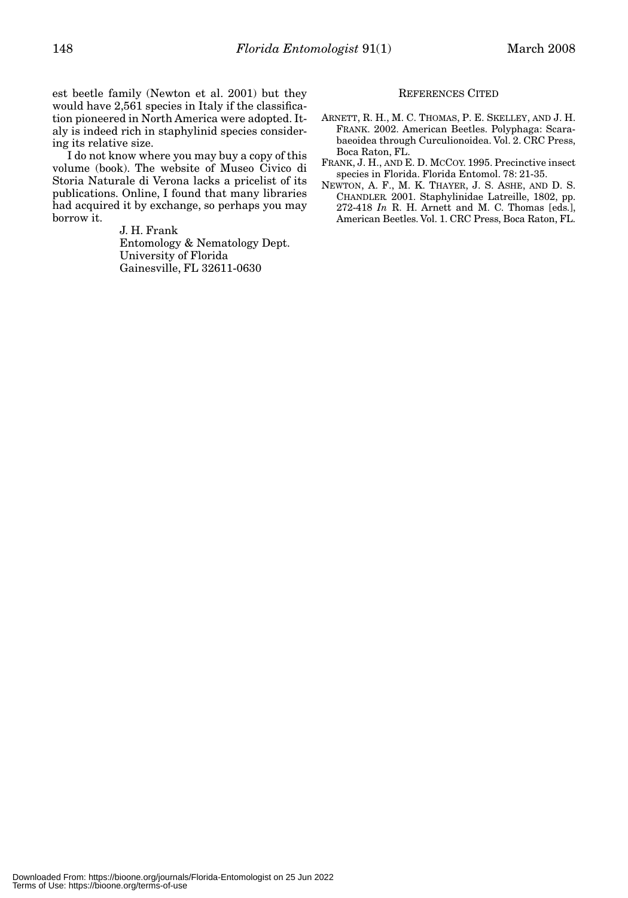est beetle family (Newton et al. 2001) but they would have 2,561 species in Italy if the classification pioneered in North America were adopted. Italy is indeed rich in staphylinid species considering its relative size.

I do not know where you may buy a copy of this volume (book). The website of Museo Civico di Storia Naturale di Verona lacks a pricelist of its publications. Online, I found that many libraries had acquired it by exchange, so perhaps you may borrow it.

J. H. Frank
Entomology & Nematology Dept.
University of Florida
Gainesville, FL 32611-0630

## REFERENCES CITED

ARNETT, R. H., M. C. THOMAS, P. E. SKELLEY, AND J. H. FRANK. 2002. American Beetles. Polyphaga: Scarabaeoidea through Curculionoidea. Vol. 2. CRC Press, Boca Raton, FL.

FRANK, J. H., AND E. D. MCCOY. 1995. Precinctive insect species in Florida. Florida Entomol. 78: 21-35.

NEWTON, A. F., M. K. THAYER, J. S. ASHE, AND D. S. CHANDLER. 2001. Staphylinidae Latreille, 1802, pp. 272-418 *In* R. H. Arnett and M. C. Thomas [eds.], American Beetles. Vol. 1. CRC Press, Boca Raton, FL.